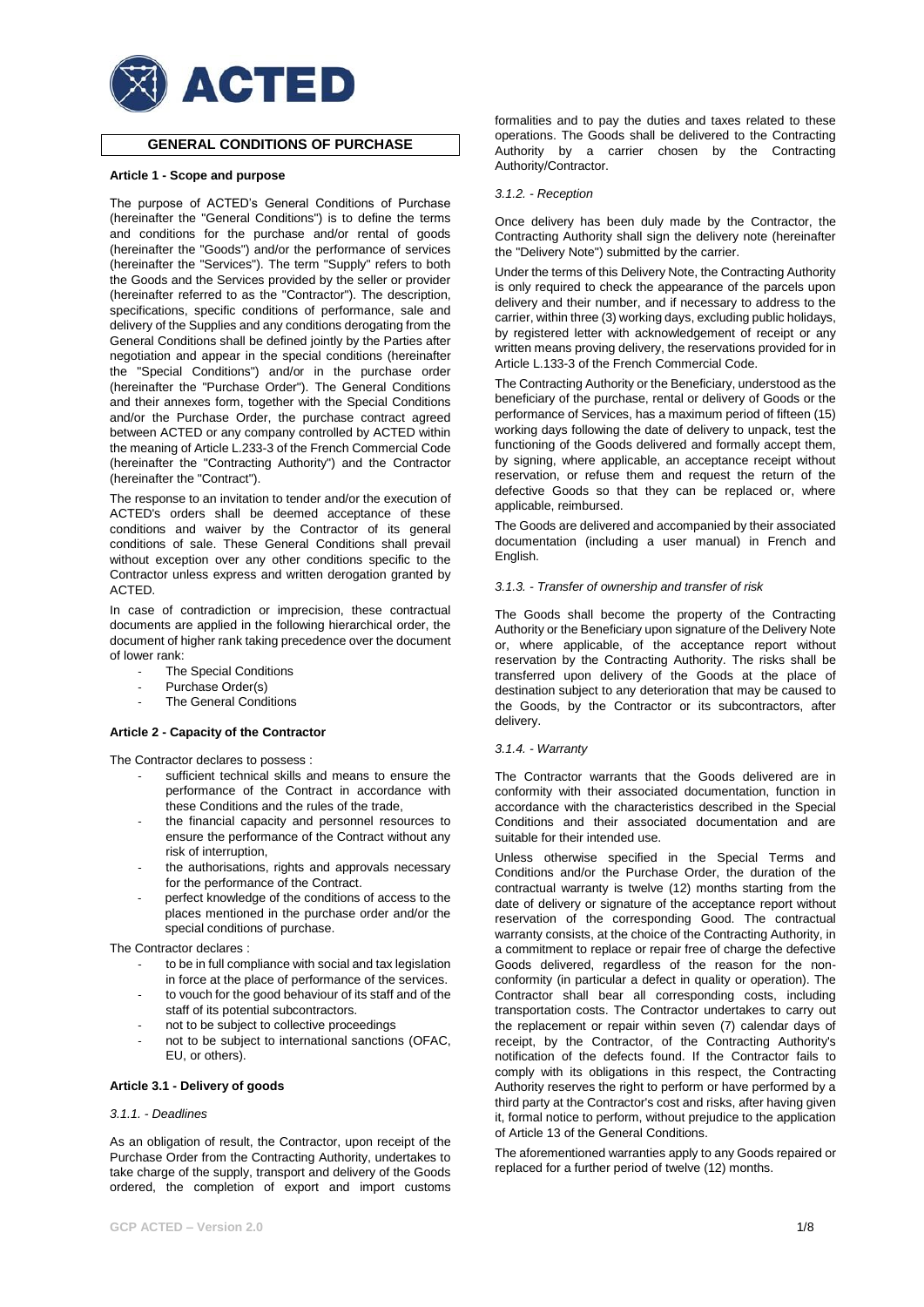# GENERAL CONDITIONS OF PURCHASE

## Article 1 - Scope and purpose

The purpose of ACTED's General Conditions of Purchase (hereinafter the "General Conditions") is to define the terms and conditions for the purchase and/or rental of goods (hereinafter the "Goods") and/or the performance of services (hereinafter the "Services"). The term "Supply" refers to both the Goods and the Services provided by the seller or provider (hereinafter referred to as the "Contractor"). The description, specifications, specific conditions of performance, sale and delivery of the Supplies and any conditions derogating from the General Conditions shall be defined jointly by the Parties after negotiation and appear in the special conditions (hereinafter the "Special Conditions") and/or in the purchase order (hereinafter the "Purchase Order"). The General Conditions and their annexes form, together with the Special Conditions and/or the Purchase Order, the purchase contract agreed between ACTED or any company controlled by ACTED within the meaning of Article L.233-3 of the French Commercial Code (hereinafter the "Contracting Authority") and the Contractor (hereinafter the "Contract").

The response to an invitation to tender and/or the execution of ACTED's orders shall be deemed acceptance of these conditions and waiver by the Contractor of its general conditions of sale. These General Conditions shall prevail without exception over any other conditions specific to the Contractor unless express and written derogation granted by ACTED.

In case of contradiction or imprecision, these contractual documents are applied in the following hierarchical order, the document of higher rank taking precedence over the document of lower rank:

- The Special Conditions
- Purchase Order(s)
- The General Conditions

## Article 2 - Capacity of the Contractor

The Contractor declares to possess :

- sufficient technical skills and means to ensure the performance of the Contract in accordance with these Conditions and the rules of the trade,
- the financial capacity and personnel resources to ensure the performance of the Contract without any risk of interruption,
- the authorisations, rights and approvals necessary for the performance of the Contract.
- perfect knowledge of the conditions of access to the places mentioned in the purchase order and/or the special conditions of purchase.

The Contractor declares :

- to be in full compliance with social and tax legislation in force at the place of performance of the services.
- to vouch for the good behaviour of its staff and of the staff of its potential subcontractors.
- not to be subject to collective proceedings
- not to be subject to international sanctions (OFAC, EU, or others).

## Article 3.1 - Delivery of goods

*3.1.1. - Deadlines*

As an obligation of result, the Contractor, upon receipt of the Purchase Order from the Contracting Authority, undertakes to take charge of the supply, transport and delivery of the Goods ordered, the completion of export and import customs formalities and to pay the duties and taxes related to these operations. The Goods shall be delivered to the Contracting Authority by a carrier chosen by the Contracting Authority/Contractor.

*3.1.2. - Reception*

Once delivery has been duly made by the Contractor, the Contracting Authority shall sign the delivery note (hereinafter the "Delivery Note") submitted by the carrier.

Under the terms of this Delivery Note, the Contracting Authority is only required to check the appearance of the parcels upon delivery and their number, and if necessary to address to the carrier, within three (3) working days, excluding public holidays, by registered letter with acknowledgement of receipt or any written means proving delivery, the reservations provided for in Article L.133-3 of the French Commercial Code.

The Contracting Authority or the Beneficiary, understood as the beneficiary of the purchase, rental or delivery of Goods or the performance of Services, has a maximum period of fifteen (15) working days following the date of delivery to unpack, test the functioning of the Goods delivered and formally accept them, by signing, where applicable, an acceptance receipt without reservation, or refuse them and request the return of the defective Goods so that they can be replaced or, where applicable, reimbursed.

The Goods are delivered and accompanied by their associated documentation (including a user manual) in French and English.

*3.1.3. - Transfer of ownership and transfer of risk*

The Goods shall become the property of the Contracting Authority or the Beneficiary upon signature of the Delivery Note or, where applicable, of the acceptance report without reservation by the Contracting Authority. The risks shall be transferred upon delivery of the Goods at the place of destination subject to any deterioration that may be caused to the Goods, by the Contractor or its subcontractors, after delivery.

*3.1.4. - Warranty*

The Contractor warrants that the Goods delivered are in conformity with their associated documentation, function in accordance with the characteristics described in the Special Conditions and their associated documentation and are suitable for their intended use.

Unless otherwise specified in the Special Terms and Conditions and/or the Purchase Order, the duration of the contractual warranty is twelve (12) months starting from the date of delivery or signature of the acceptance report without reservation of the corresponding Good. The contractual warranty consists, at the choice of the Contracting Authority, in a commitment to replace or repair free of charge the defective Goods delivered, regardless of the reason for the non-conformity (in particular a defect in quality or operation). The Contractor shall bear all corresponding costs, including transportation costs. The Contractor undertakes to carry out the replacement or repair within seven (7) calendar days of receipt, by the Contractor, of the Contracting Authority's notification of the defects found. If the Contractor fails to comply with its obligations in this respect, the Contracting Authority reserves the right to perform or have performed by a third party at the Contractor's cost and risks, after having given it, formal notice to perform, without prejudice to the application of Article 13 of the General Conditions.

The aforementioned warranties apply to any Goods repaired or replaced for a further period of twelve (12) months.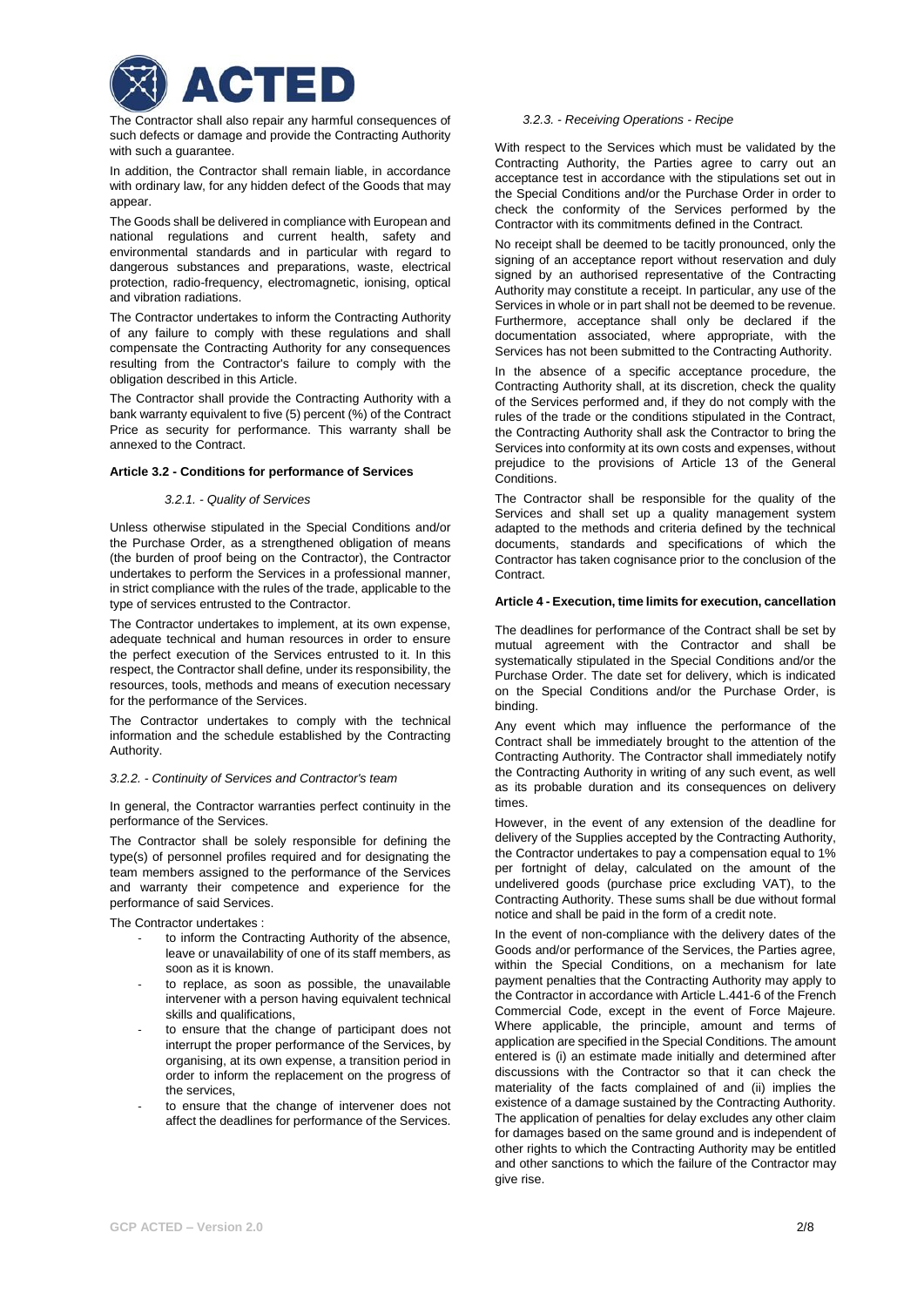The Contractor shall also repair any harmful consequences of such defects or damage and provide the Contracting Authority with such a guarantee.

In addition, the Contractor shall remain liable, in accordance with ordinary law, for any hidden defect of the Goods that may appear.

The Goods shall be delivered in compliance with European and national regulations and current health, safety and environmental standards and in particular with regard to dangerous substances and preparations, waste, electrical protection, radio-frequency, electromagnetic, ionising, optical and vibration radiations.

The Contractor undertakes to inform the Contracting Authority of any failure to comply with these regulations and shall compensate the Contracting Authority for any consequences resulting from the Contractor's failure to comply with the obligation described in this Article.

The Contractor shall provide the Contracting Authority with a bank warranty equivalent to five (5) percent (%) of the Contract Price as security for performance. This warranty shall be annexed to the Contract.

**Article 3.2 - Conditions for performance of Services**

*3.2.1. - Quality of Services*

Unless otherwise stipulated in the Special Conditions and/or the Purchase Order, as a strengthened obligation of means (the burden of proof being on the Contractor), the Contractor undertakes to perform the Services in a professional manner, in strict compliance with the rules of the trade, applicable to the type of services entrusted to the Contractor.

The Contractor undertakes to implement, at its own expense, adequate technical and human resources in order to ensure the perfect execution of the Services entrusted to it. In this respect, the Contractor shall define, under its responsibility, the resources, tools, methods and means of execution necessary for the performance of the Services.

The Contractor undertakes to comply with the technical information and the schedule established by the Contracting Authority.

*3.2.2. - Continuity of Services and Contractor's team*

In general, the Contractor warranties perfect continuity in the performance of the Services.

The Contractor shall be solely responsible for defining the type(s) of personnel profiles required and for designating the team members assigned to the performance of the Services and warranty their competence and experience for the performance of said Services.

The Contractor undertakes :

- to inform the Contracting Authority of the absence, leave or unavailability of one of its staff members, as soon as it is known.
- to replace, as soon as possible, the unavailable intervener with a person having equivalent technical skills and qualifications,
- to ensure that the change of participant does not interrupt the proper performance of the Services, by organising, at its own expense, a transition period in order to inform the replacement on the progress of the services,
- to ensure that the change of intervener does not affect the deadlines for performance of the Services.

*3.2.3. - Receiving Operations - Recipe*

With respect to the Services which must be validated by the Contracting Authority, the Parties agree to carry out an acceptance test in accordance with the stipulations set out in the Special Conditions and/or the Purchase Order in order to check the conformity of the Services performed by the Contractor with its commitments defined in the Contract.

No receipt shall be deemed to be tacitly pronounced, only the signing of an acceptance report without reservation and duly signed by an authorised representative of the Contracting Authority may constitute a receipt. In particular, any use of the Services in whole or in part shall not be deemed to be revenue. Furthermore, acceptance shall only be declared if the documentation associated, where appropriate, with the Services has not been submitted to the Contracting Authority.

In the absence of a specific acceptance procedure, the Contracting Authority shall, at its discretion, check the quality of the Services performed and, if they do not comply with the rules of the trade or the conditions stipulated in the Contract, the Contracting Authority shall ask the Contractor to bring the Services into conformity at its own costs and expenses, without prejudice to the provisions of Article 13 of the General Conditions.

The Contractor shall be responsible for the quality of the Services and shall set up a quality management system adapted to the methods and criteria defined by the technical documents, standards and specifications of which the Contractor has taken cognisance prior to the conclusion of the Contract.

**Article 4 - Execution, time limits for execution, cancellation**

The deadlines for performance of the Contract shall be set by mutual agreement with the Contractor and shall be systematically stipulated in the Special Conditions and/or the Purchase Order. The date set for delivery, which is indicated on the Special Conditions and/or the Purchase Order, is binding.

Any event which may influence the performance of the Contract shall be immediately brought to the attention of the Contracting Authority. The Contractor shall immediately notify the Contracting Authority in writing of any such event, as well as its probable duration and its consequences on delivery times.

However, in the event of any extension of the deadline for delivery of the Supplies accepted by the Contracting Authority, the Contractor undertakes to pay a compensation equal to 1% per fortnight of delay, calculated on the amount of the undelivered goods (purchase price excluding VAT), to the Contracting Authority. These sums shall be due without formal notice and shall be paid in the form of a credit note.

In the event of non-compliance with the delivery dates of the Goods and/or performance of the Services, the Parties agree, within the Special Conditions, on a mechanism for late payment penalties that the Contracting Authority may apply to the Contractor in accordance with Article L.441-6 of the French Commercial Code, except in the event of Force Majeure. Where applicable, the principle, amount and terms of application are specified in the Special Conditions. The amount entered is (i) an estimate made initially and determined after discussions with the Contractor so that it can check the materiality of the facts complained of and (ii) implies the existence of a damage sustained by the Contracting Authority. The application of penalties for delay excludes any other claim for damages based on the same ground and is independent of other rights to which the Contracting Authority may be entitled and other sanctions to which the failure of the Contractor may give rise.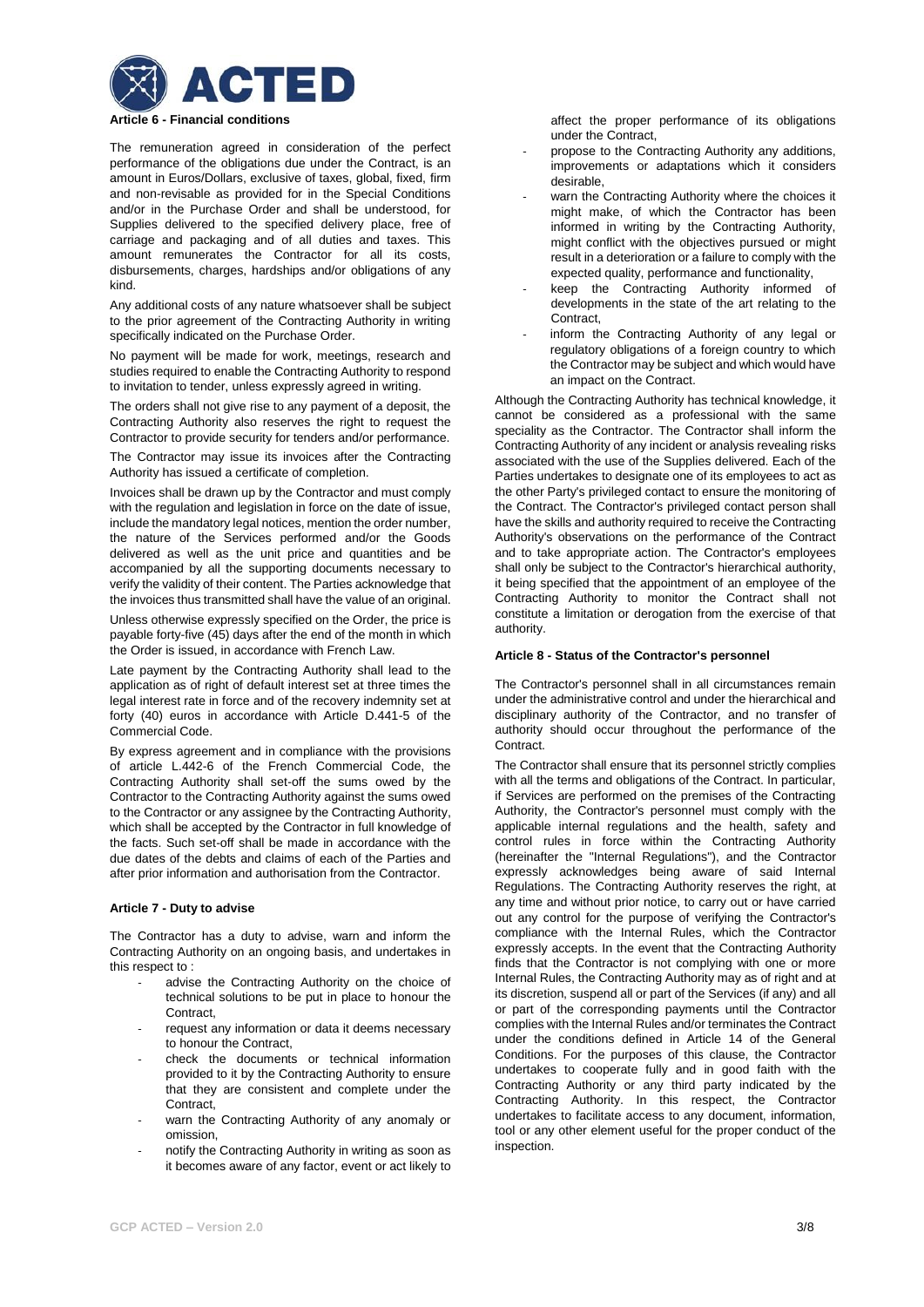### Article 6 - Financial conditions

The remuneration agreed in consideration of the perfect performance of the obligations due under the Contract, is an amount in Euros/Dollars, exclusive of taxes, global, fixed, firm and non-revisable as provided for in the Special Conditions and/or in the Purchase Order and shall be understood, for Supplies delivered to the specified delivery place, free of carriage and packaging and of all duties and taxes. This amount remunerates the Contractor for all its costs, disbursements, charges, hardships and/or obligations of any kind.

Any additional costs of any nature whatsoever shall be subject to the prior agreement of the Contracting Authority in writing specifically indicated on the Purchase Order.

No payment will be made for work, meetings, research and studies required to enable the Contracting Authority to respond to invitation to tender, unless expressly agreed in writing.

The orders shall not give rise to any payment of a deposit, the Contracting Authority also reserves the right to request the Contractor to provide security for tenders and/or performance.

The Contractor may issue its invoices after the Contracting Authority has issued a certificate of completion.

Invoices shall be drawn up by the Contractor and must comply with the regulation and legislation in force on the date of issue, include the mandatory legal notices, mention the order number, the nature of the Services performed and/or the Goods delivered as well as the unit price and quantities and be accompanied by all the supporting documents necessary to verify the validity of their content. The Parties acknowledge that the invoices thus transmitted shall have the value of an original.

Unless otherwise expressly specified on the Order, the price is payable forty-five (45) days after the end of the month in which the Order is issued, in accordance with French Law.

Late payment by the Contracting Authority shall lead to the application as of right of default interest set at three times the legal interest rate in force and of the recovery indemnity set at forty (40) euros in accordance with Article D.441-5 of the Commercial Code.

By express agreement and in compliance with the provisions of article L.442-6 of the French Commercial Code, the Contracting Authority shall set-off the sums owed by the Contractor to the Contracting Authority against the sums owed to the Contractor or any assignee by the Contracting Authority, which shall be accepted by the Contractor in full knowledge of the facts. Such set-off shall be made in accordance with the due dates of the debts and claims of each of the Parties and after prior information and authorisation from the Contractor.

### Article 7 - Duty to advise

The Contractor has a duty to advise, warn and inform the Contracting Authority on an ongoing basis, and undertakes in this respect to :

- advise the Contracting Authority on the choice of technical solutions to be put in place to honour the Contract,
- request any information or data it deems necessary to honour the Contract,
- check the documents or technical information provided to it by the Contracting Authority to ensure that they are consistent and complete under the Contract,
- warn the Contracting Authority of any anomaly or omission,
- notify the Contracting Authority in writing as soon as it becomes aware of any factor, event or act likely to affect the proper performance of its obligations under the Contract,
- propose to the Contracting Authority any additions, improvements or adaptations which it considers desirable,
- warn the Contracting Authority where the choices it might make, of which the Contractor has been informed in writing by the Contracting Authority, might conflict with the objectives pursued or might result in a deterioration or a failure to comply with the expected quality, performance and functionality,
- keep the Contracting Authority informed of developments in the state of the art relating to the Contract,
- inform the Contracting Authority of any legal or regulatory obligations of a foreign country to which the Contractor may be subject and which would have an impact on the Contract.

Although the Contracting Authority has technical knowledge, it cannot be considered as a professional with the same speciality as the Contractor. The Contractor shall inform the Contracting Authority of any incident or analysis revealing risks associated with the use of the Supplies delivered. Each of the Parties undertakes to designate one of its employees to act as the other Party's privileged contact to ensure the monitoring of the Contract. The Contractor's privileged contact person shall have the skills and authority required to receive the Contracting Authority's observations on the performance of the Contract and to take appropriate action. The Contractor's employees shall only be subject to the Contractor's hierarchical authority, it being specified that the appointment of an employee of the Contracting Authority to monitor the Contract shall not constitute a limitation or derogation from the exercise of that authority.

### Article 8 - Status of the Contractor's personnel

The Contractor's personnel shall in all circumstances remain under the administrative control and under the hierarchical and disciplinary authority of the Contractor, and no transfer of authority should occur throughout the performance of the Contract.

The Contractor shall ensure that its personnel strictly complies with all the terms and obligations of the Contract. In particular, if Services are performed on the premises of the Contracting Authority, the Contractor's personnel must comply with the applicable internal regulations and the health, safety and control rules in force within the Contracting Authority (hereinafter the "Internal Regulations"), and the Contractor expressly acknowledges being aware of said Internal Regulations. The Contracting Authority reserves the right, at any time and without prior notice, to carry out or have carried out any control for the purpose of verifying the Contractor's compliance with the Internal Rules, which the Contractor expressly accepts. In the event that the Contracting Authority finds that the Contractor is not complying with one or more Internal Rules, the Contracting Authority may as of right and at its discretion, suspend all or part of the Services (if any) and all or part of the corresponding payments until the Contractor complies with the Internal Rules and/or terminates the Contract under the conditions defined in Article 14 of the General Conditions. For the purposes of this clause, the Contractor undertakes to cooperate fully and in good faith with the Contracting Authority or any third party indicated by the Contracting Authority. In this respect, the Contractor undertakes to facilitate access to any document, information, tool or any other element useful for the proper conduct of the inspection.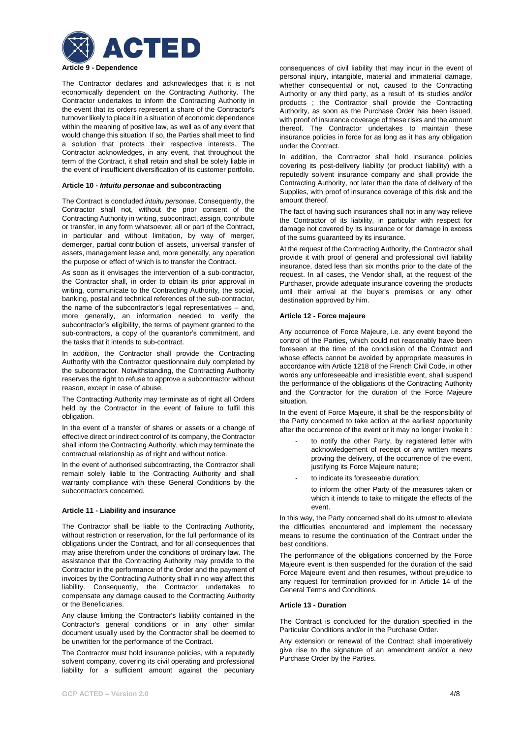### Article 9 - Dependence

The Contractor declares and acknowledges that it is not economically dependent on the Contracting Authority. The Contractor undertakes to inform the Contracting Authority in the event that its orders represent a share of the Contractor's turnover likely to place it in a situation of economic dependence within the meaning of positive law, as well as of any event that would change this situation. If so, the Parties shall meet to find a solution that protects their respective interests. The Contractor acknowledges, in any event, that throughout the term of the Contract, it shall retain and shall be solely liable in the event of insufficient diversification of its customer portfolio.

### Article 10 - *Intuitu personae* and subcontracting

The Contract is concluded *intuitu personae*. Consequently, the Contractor shall not, without the prior consent of the Contracting Authority in writing, subcontract, assign, contribute or transfer, in any form whatsoever, all or part of the Contract, in particular and without limitation, by way of merger, demerger, partial contribution of assets, universal transfer of assets, management lease and, more generally, any operation the purpose or effect of which is to transfer the Contract.

As soon as it envisages the intervention of a sub-contractor, the Contractor shall, in order to obtain its prior approval in writing, communicate to the Contracting Authority, the social, banking, postal and technical references of the sub-contractor, the name of the subcontractor's legal representatives – and, more generally, an information needed to verify the subcontractor's eligibility, the terms of payment granted to the sub-contractors, a copy of the quarantor's commitment, and the tasks that it intends to sub-contract.

In addition, the Contractor shall provide the Contracting Authority with the Contractor questionnaire duly completed by the subcontractor. Notwithstanding, the Contracting Authority reserves the right to refuse to approve a subcontractor without reason, except in case of abuse.

The Contracting Authority may terminate as of right all Orders held by the Contractor in the event of failure to fulfil this obligation.

In the event of a transfer of shares or assets or a change of effective direct or indirect control of its company, the Contractor shall inform the Contracting Authority, which may terminate the contractual relationship as of right and without notice.

In the event of authorised subcontracting, the Contractor shall remain solely liable to the Contracting Authority and shall warranty compliance with these General Conditions by the subcontractors concerned.

### Article 11 - Liability and insurance

The Contractor shall be liable to the Contracting Authority, without restriction or reservation, for the full performance of its obligations under the Contract, and for all consequences that may arise therefrom under the conditions of ordinary law. The assistance that the Contracting Authority may provide to the Contractor in the performance of the Order and the payment of invoices by the Contracting Authority shall in no way affect this liability. Consequently, the Contractor undertakes to compensate any damage caused to the Contracting Authority or the Beneficiaries.

Any clause limiting the Contractor's liability contained in the Contractor's general conditions or in any other similar document usually used by the Contractor shall be deemed to be unwritten for the performance of the Contract.

The Contractor must hold insurance policies, with a reputedly solvent company, covering its civil operating and professional liability for a sufficient amount against the pecuniary consequences of civil liability that may incur in the event of personal injury, intangible, material and immaterial damage, whether consequential or not, caused to the Contracting Authority or any third party, as a result of its studies and/or products ; the Contractor shall provide the Contracting Authority, as soon as the Purchase Order has been issued, with proof of insurance coverage of these risks and the amount thereof. The Contractor undertakes to maintain these insurance policies in force for as long as it has any obligation under the Contract.

In addition, the Contractor shall hold insurance policies covering its post-delivery liability (or product liability) with a reputedly solvent insurance company and shall provide the Contracting Authority, not later than the date of delivery of the Supplies, with proof of insurance coverage of this risk and the amount thereof.

The fact of having such insurances shall not in any way relieve the Contractor of its liability, in particular with respect for damage not covered by its insurance or for damage in excess of the sums guaranteed by its insurance.

At the request of the Contracting Authority, the Contractor shall provide it with proof of general and professional civil liability insurance, dated less than six months prior to the date of the request. In all cases, the Vendor shall, at the request of the Purchaser, provide adequate insurance covering the products until their arrival at the buyer's premises or any other destination approved by him.

### Article 12 - Force majeure

Any occurrence of Force Majeure, i.e. any event beyond the control of the Parties, which could not reasonably have been foreseen at the time of the conclusion of the Contract and whose effects cannot be avoided by appropriate measures in accordance with Article 1218 of the French Civil Code, in other words any unforeseeable and irresistible event, shall suspend the performance of the obligations of the Contracting Authority and the Contractor for the duration of the Force Majeure situation.

In the event of Force Majeure, it shall be the responsibility of the Party concerned to take action at the earliest opportunity after the occurrence of the event or it may no longer invoke it :

- to notify the other Party, by registered letter with acknowledgement of receipt or any written means proving the delivery, of the occurrence of the event, justifying its Force Majeure nature;
- to indicate its foreseeable duration;
- to inform the other Party of the measures taken or which it intends to take to mitigate the effects of the event.

In this way, the Party concerned shall do its utmost to alleviate the difficulties encountered and implement the necessary means to resume the continuation of the Contract under the best conditions.

The performance of the obligations concerned by the Force Majeure event is then suspended for the duration of the said Force Majeure event and then resumes, without prejudice to any request for termination provided for in Article 14 of the General Terms and Conditions.

### Article 13 - Duration

The Contract is concluded for the duration specified in the Particular Conditions and/or in the Purchase Order.

Any extension or renewal of the Contract shall imperatively give rise to the signature of an amendment and/or a new Purchase Order by the Parties.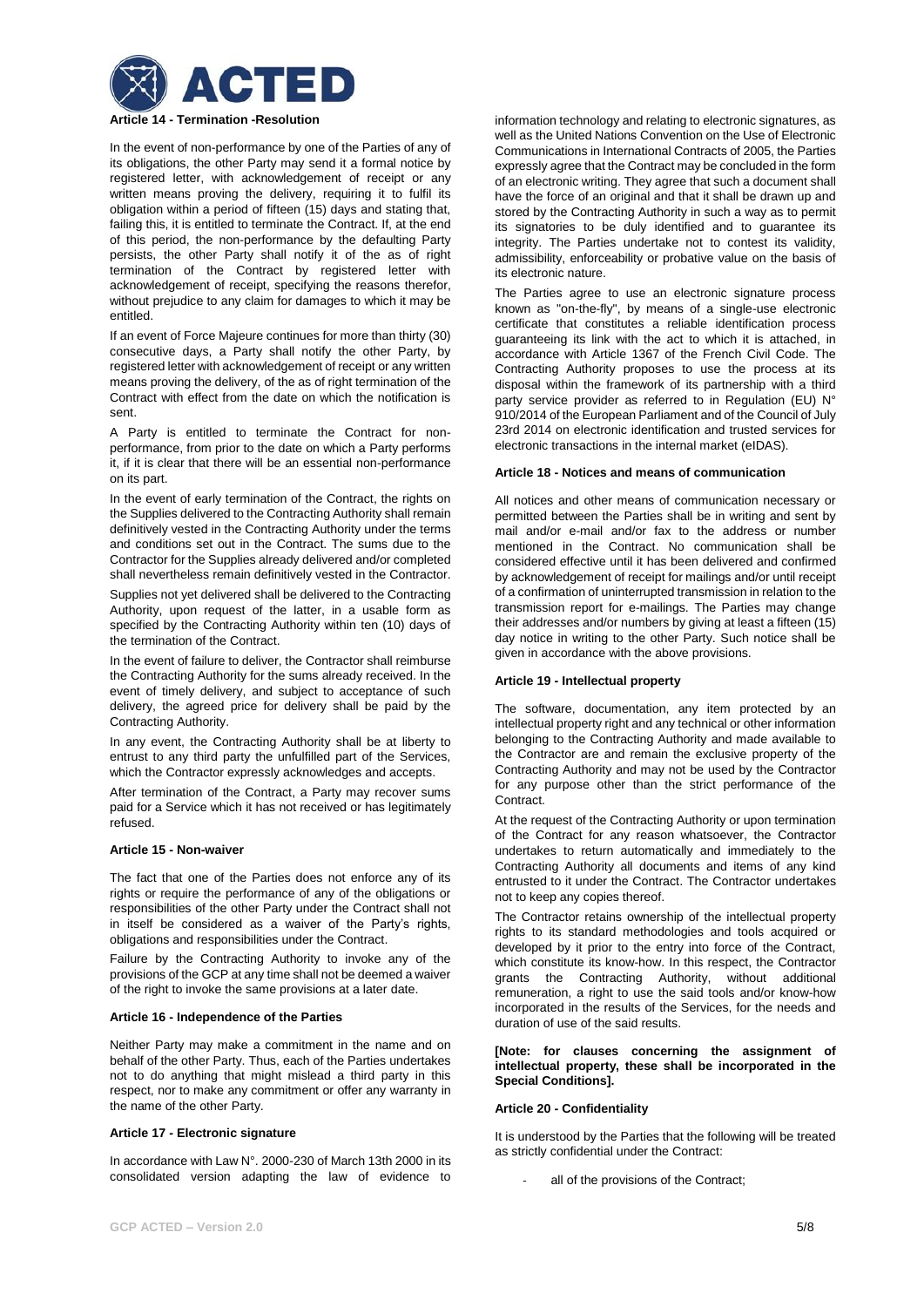### Article 14 - Termination -Resolution

In the event of non-performance by one of the Parties of any of its obligations, the other Party may send it a formal notice by registered letter, with acknowledgement of receipt or any written means proving the delivery, requiring it to fulfil its obligation within a period of fifteen (15) days and stating that, failing this, it is entitled to terminate the Contract. If, at the end of this period, the non-performance by the defaulting Party persists, the other Party shall notify it of the as of right termination of the Contract by registered letter with acknowledgement of receipt, specifying the reasons therefor, without prejudice to any claim for damages to which it may be entitled.

If an event of Force Majeure continues for more than thirty (30) consecutive days, a Party shall notify the other Party, by registered letter with acknowledgement of receipt or any written means proving the delivery, of the as of right termination of the Contract with effect from the date on which the notification is sent.

A Party is entitled to terminate the Contract for non-performance, from prior to the date on which a Party performs it, if it is clear that there will be an essential non-performance on its part.

In the event of early termination of the Contract, the rights on the Supplies delivered to the Contracting Authority shall remain definitively vested in the Contracting Authority under the terms and conditions set out in the Contract. The sums due to the Contractor for the Supplies already delivered and/or completed shall nevertheless remain definitively vested in the Contractor.

Supplies not yet delivered shall be delivered to the Contracting Authority, upon request of the latter, in a usable form as specified by the Contracting Authority within ten (10) days of the termination of the Contract.

In the event of failure to deliver, the Contractor shall reimburse the Contracting Authority for the sums already received. In the event of timely delivery, and subject to acceptance of such delivery, the agreed price for delivery shall be paid by the Contracting Authority.

In any event, the Contracting Authority shall be at liberty to entrust to any third party the unfulfilled part of the Services, which the Contractor expressly acknowledges and accepts.

After termination of the Contract, a Party may recover sums paid for a Service which it has not received or has legitimately refused.

### Article 15 - Non-waiver

The fact that one of the Parties does not enforce any of its rights or require the performance of any of the obligations or responsibilities of the other Party under the Contract shall not in itself be considered as a waiver of the Party's rights, obligations and responsibilities under the Contract.

Failure by the Contracting Authority to invoke any of the provisions of the GCP at any time shall not be deemed a waiver of the right to invoke the same provisions at a later date.

### Article 16 - Independence of the Parties

Neither Party may make a commitment in the name and on behalf of the other Party. Thus, each of the Parties undertakes not to do anything that might mislead a third party in this respect, nor to make any commitment or offer any warranty in the name of the other Party.

### Article 17 - Electronic signature

In accordance with Law N°. 2000-230 of March 13th 2000 in its consolidated version adapting the law of evidence to information technology and relating to electronic signatures, as well as the United Nations Convention on the Use of Electronic Communications in International Contracts of 2005, the Parties expressly agree that the Contract may be concluded in the form of an electronic writing. They agree that such a document shall have the force of an original and that it shall be drawn up and stored by the Contracting Authority in such a way as to permit its signatories to be duly identified and to guarantee its integrity. The Parties undertake not to contest its validity, admissibility, enforceability or probative value on the basis of its electronic nature.

The Parties agree to use an electronic signature process known as "on-the-fly", by means of a single-use electronic certificate that constitutes a reliable identification process guaranteeing its link with the act to which it is attached, in accordance with Article 1367 of the French Civil Code. The Contracting Authority proposes to use the process at its disposal within the framework of its partnership with a third party service provider as referred to in Regulation (EU) N° 910/2014 of the European Parliament and of the Council of July 23rd 2014 on electronic identification and trusted services for electronic transactions in the internal market (eIDAS).

### Article 18 - Notices and means of communication

All notices and other means of communication necessary or permitted between the Parties shall be in writing and sent by mail and/or e-mail and/or fax to the address or number mentioned in the Contract. No communication shall be considered effective until it has been delivered and confirmed by acknowledgement of receipt for mailings and/or until receipt of a confirmation of uninterrupted transmission in relation to the transmission report for e-mailings. The Parties may change their addresses and/or numbers by giving at least a fifteen (15) day notice in writing to the other Party. Such notice shall be given in accordance with the above provisions.

### Article 19 - Intellectual property

The software, documentation, any item protected by an intellectual property right and any technical or other information belonging to the Contracting Authority and made available to the Contractor are and remain the exclusive property of the Contracting Authority and may not be used by the Contractor for any purpose other than the strict performance of the Contract.

At the request of the Contracting Authority or upon termination of the Contract for any reason whatsoever, the Contractor undertakes to return automatically and immediately to the Contracting Authority all documents and items of any kind entrusted to it under the Contract. The Contractor undertakes not to keep any copies thereof.

The Contractor retains ownership of the intellectual property rights to its standard methodologies and tools acquired or developed by it prior to the entry into force of the Contract, which constitute its know-how. In this respect, the Contractor grants the Contracting Authority, without additional remuneration, a right to use the said tools and/or know-how incorporated in the results of the Services, for the needs and duration of use of the said results.

**[Note: for clauses concerning the assignment of intellectual property, these shall be incorporated in the Special Conditions].**

### Article 20 - Confidentiality

It is understood by the Parties that the following will be treated as strictly confidential under the Contract:

- all of the provisions of the Contract;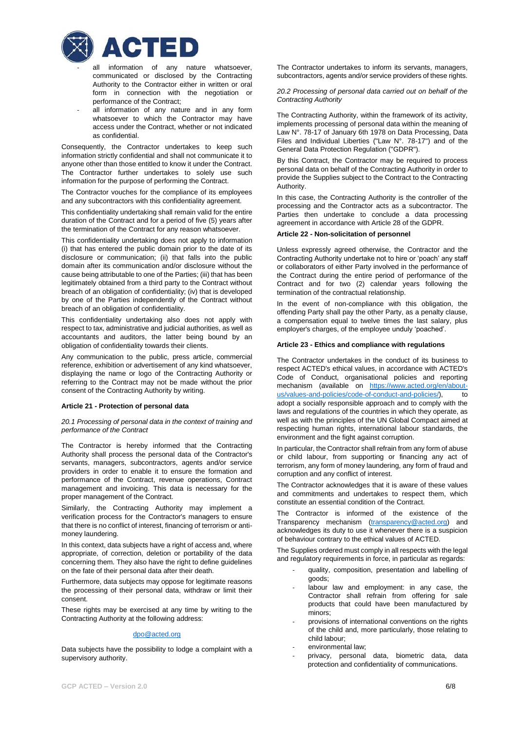- all information of any nature whatsoever, communicated or disclosed by the Contracting Authority to the Contractor either in written or oral form in connection with the negotiation or performance of the Contract;
- all information of any nature and in any form whatsoever to which the Contractor may have access under the Contract, whether or not indicated as confidential.

Consequently, the Contractor undertakes to keep such information strictly confidential and shall not communicate it to anyone other than those entitled to know it under the Contract. The Contractor further undertakes to solely use such information for the purpose of performing the Contract.

The Contractor vouches for the compliance of its employees and any subcontractors with this confidentiality agreement.

This confidentiality undertaking shall remain valid for the entire duration of the Contract and for a period of five (5) years after the termination of the Contract for any reason whatsoever.

This confidentiality undertaking does not apply to information (i) that has entered the public domain prior to the date of its disclosure or communication; (ii) that falls into the public domain after its communication and/or disclosure without the cause being attributable to one of the Parties; (iii) that has been legitimately obtained from a third party to the Contract without breach of an obligation of confidentiality; (iv) that is developed by one of the Parties independently of the Contract without breach of an obligation of confidentiality.

This confidentiality undertaking also does not apply with respect to tax, administrative and judicial authorities, as well as accountants and auditors, the latter being bound by an obligation of confidentiality towards their clients.

Any communication to the public, press article, commercial reference, exhibition or advertisement of any kind whatsoever, displaying the name or logo of the Contracting Authority or referring to the Contract may not be made without the prior consent of the Contracting Authority by writing.

#### Article 21 - Protection of personal data

*20.1 Processing of personal data in the context of training and performance of the Contract*

The Contractor is hereby informed that the Contracting Authority shall process the personal data of the Contractor's servants, managers, subcontractors, agents and/or service providers in order to enable it to ensure the formation and performance of the Contract, revenue operations, Contract management and invoicing. This data is necessary for the proper management of the Contract.

Similarly, the Contracting Authority may implement a verification process for the Contractor's managers to ensure that there is no conflict of interest, financing of terrorism or anti-money laundering.

In this context, data subjects have a right of access and, where appropriate, of correction, deletion or portability of the data concerning them. They also have the right to define guidelines on the fate of their personal data after their death.

Furthermore, data subjects may oppose for legitimate reasons the processing of their personal data, withdraw or limit their consent.

These rights may be exercised at any time by writing to the Contracting Authority at the following address:

dpo@acted.org

Data subjects have the possibility to lodge a complaint with a supervisory authority.

The Contractor undertakes to inform its servants, managers, subcontractors, agents and/or service providers of these rights.

*20.2 Processing of personal data carried out on behalf of the Contracting Authority*

The Contracting Authority, within the framework of its activity, implements processing of personal data within the meaning of Law N°. 78-17 of January 6th 1978 on Data Processing, Data Files and Individual Liberties ("Law N°. 78-17") and of the General Data Protection Regulation ("GDPR").

By this Contract, the Contractor may be required to process personal data on behalf of the Contracting Authority in order to provide the Supplies subject to the Contract to the Contracting Authority.

In this case, the Contracting Authority is the controller of the processing and the Contractor acts as a subcontractor. The Parties then undertake to conclude a data processing agreement in accordance with Article 28 of the GDPR.

#### Article 22 - Non-solicitation of personnel

Unless expressly agreed otherwise, the Contractor and the Contracting Authority undertake not to hire or 'poach' any staff or collaborators of either Party involved in the performance of the Contract during the entire period of performance of the Contract and for two (2) calendar years following the termination of the contractual relationship.

In the event of non-compliance with this obligation, the offending Party shall pay the other Party, as a penalty clause, a compensation equal to twelve times the last salary, plus employer's charges, of the employee unduly 'poached'.

#### Article 23 - Ethics and compliance with regulations

The Contractor undertakes in the conduct of its business to respect ACTED's ethical values, in accordance with ACTED's Code of Conduct, organisational policies and reporting mechanism (available on https://www.acted.org/en/about-us/values-and-policies/code-of-conduct-and-policies/), to adopt a socially responsible approach and to comply with the laws and regulations of the countries in which they operate, as well as with the principles of the UN Global Compact aimed at respecting human rights, international labour standards, the environment and the fight against corruption.

In particular, the Contractor shall refrain from any form of abuse or child labour, from supporting or financing any act of terrorism, any form of money laundering, any form of fraud and corruption and any conflict of interest.

The Contractor acknowledges that it is aware of these values and commitments and undertakes to respect them, which constitute an essential condition of the Contract.

The Contractor is informed of the existence of the Transparency mechanism (transparency@acted.org) and acknowledges its duty to use it whenever there is a suspicion of behaviour contrary to the ethical values of ACTED.

The Supplies ordered must comply in all respects with the legal and regulatory requirements in force, in particular as regards:

- quality, composition, presentation and labelling of goods;
- labour law and employment: in any case, the Contractor shall refrain from offering for sale products that could have been manufactured by minors;
- provisions of international conventions on the rights of the child and, more particularly, those relating to child labour;
- environmental law;
- privacy, personal data, biometric data, data protection and confidentiality of communications.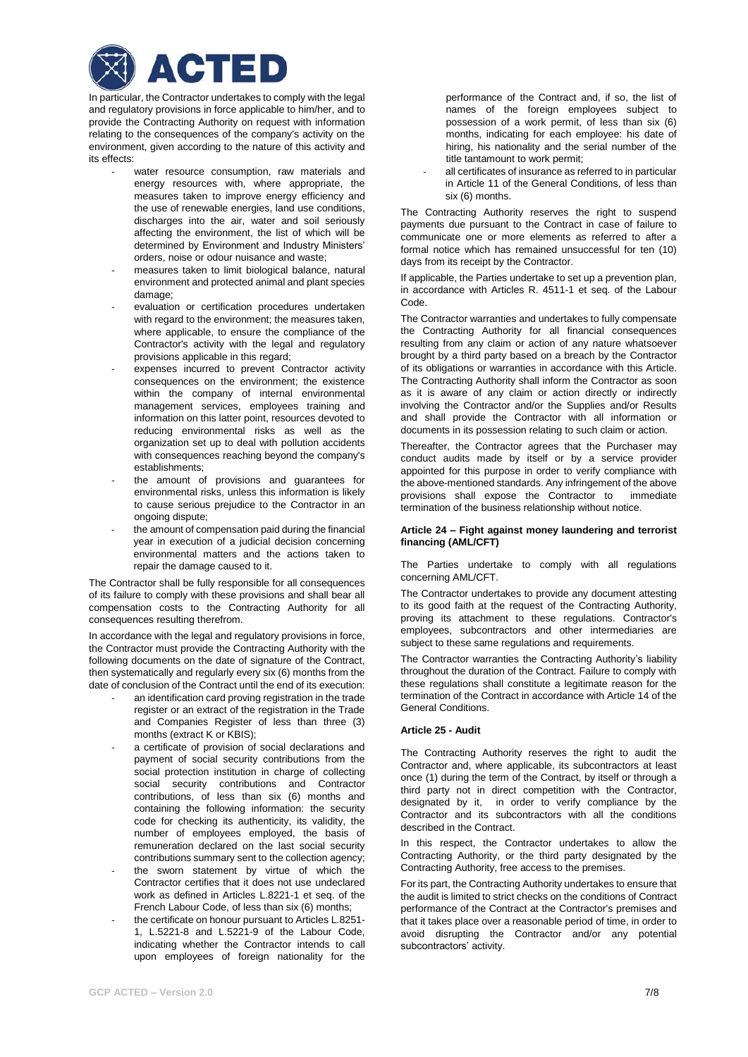In particular, the Contractor undertakes to comply with the legal and regulatory provisions in force applicable to him/her, and to provide the Contracting Authority on request with information relating to the consequences of the company's activity on the environment, given according to the nature of this activity and its effects:

- water resource consumption, raw materials and energy resources with, where appropriate, the measures taken to improve energy efficiency and the use of renewable energies, land use conditions, discharges into the air, water and soil seriously affecting the environment, the list of which will be determined by Environment and Industry Ministers' orders, noise or odour nuisance and waste;
- measures taken to limit biological balance, natural environment and protected animal and plant species damage;
- evaluation or certification procedures undertaken with regard to the environment; the measures taken, where applicable, to ensure the compliance of the Contractor's activity with the legal and regulatory provisions applicable in this regard;
- expenses incurred to prevent Contractor activity consequences on the environment; the existence within the company of internal environmental management services, employees training and information on this latter point, resources devoted to reducing environmental risks as well as the organization set up to deal with pollution accidents with consequences reaching beyond the company's establishments;
- the amount of provisions and guarantees for environmental risks, unless this information is likely to cause serious prejudice to the Contractor in an ongoing dispute;
- the amount of compensation paid during the financial year in execution of a judicial decision concerning environmental matters and the actions taken to repair the damage caused to it.

The Contractor shall be fully responsible for all consequences of its failure to comply with these provisions and shall bear all compensation costs to the Contracting Authority for all consequences resulting therefrom.

In accordance with the legal and regulatory provisions in force, the Contractor must provide the Contracting Authority with the following documents on the date of signature of the Contract, then systematically and regularly every six (6) months from the date of conclusion of the Contract until the end of its execution:

- an identification card proving registration in the trade register or an extract of the registration in the Trade and Companies Register of less than three (3) months (extract K or KBIS);
- a certificate of provision of social declarations and payment of social security contributions from the social protection institution in charge of collecting social security contributions and Contractor contributions, of less than six (6) months and containing the following information: the security code for checking its authenticity, its validity, the number of employees employed, the basis of remuneration declared on the last social security contributions summary sent to the collection agency;
- the sworn statement by virtue of which the Contractor certifies that it does not use undeclared work as defined in Articles L.8221-1 et seq. of the French Labour Code, of less than six (6) months;
- the certificate on honour pursuant to Articles L.8251-1, L.5221-8 and L.5221-9 of the Labour Code, indicating whether the Contractor intends to call upon employees of foreign nationality for the performance of the Contract and, if so, the list of names of the foreign employees subject to possession of a work permit, of less than six (6) months, indicating for each employee: his date of hiring, his nationality and the serial number of the title tantamount to work permit;
- all certificates of insurance as referred to in particular in Article 11 of the General Conditions, of less than six (6) months.

The Contracting Authority reserves the right to suspend payments due pursuant to the Contract in case of failure to communicate one or more elements as referred to after a formal notice which has remained unsuccessful for ten (10) days from its receipt by the Contractor.

If applicable, the Parties undertake to set up a prevention plan, in accordance with Articles R. 4511-1 et seq. of the Labour Code.

The Contractor warranties and undertakes to fully compensate the Contracting Authority for all financial consequences resulting from any claim or action of any nature whatsoever brought by a third party based on a breach by the Contractor of its obligations or warranties in accordance with this Article. The Contracting Authority shall inform the Contractor as soon as it is aware of any claim or action directly or indirectly involving the Contractor and/or the Supplies and/or Results and shall provide the Contractor with all information or documents in its possession relating to such claim or action.

Thereafter, the Contractor agrees that the Purchaser may conduct audits made by itself or by a service provider appointed for this purpose in order to verify compliance with the above-mentioned standards. Any infringement of the above provisions shall expose the Contractor to immediate termination of the business relationship without notice.

### Article 24 – Fight against money laundering and terrorist financing (AML/CFT)

The Parties undertake to comply with all regulations concerning AML/CFT.

The Contractor undertakes to provide any document attesting to its good faith at the request of the Contracting Authority, proving its attachment to these regulations. Contractor's employees, subcontractors and other intermediaries are subject to these same regulations and requirements.

The Contractor warranties the Contracting Authority's liability throughout the duration of the Contract. Failure to comply with these regulations shall constitute a legitimate reason for the termination of the Contract in accordance with Article 14 of the General Conditions.

### Article 25 - Audit

The Contracting Authority reserves the right to audit the Contractor and, where applicable, its subcontractors at least once (1) during the term of the Contract, by itself or through a third party not in direct competition with the Contractor, designated by it, in order to verify compliance by the Contractor and its subcontractors with all the conditions described in the Contract.

In this respect, the Contractor undertakes to allow the Contracting Authority, or the third party designated by the Contracting Authority, free access to the premises.

For its part, the Contracting Authority undertakes to ensure that the audit is limited to strict checks on the conditions of Contract performance of the Contract at the Contractor's premises and that it takes place over a reasonable period of time, in order to avoid disrupting the Contractor and/or any potential subcontractors' activity.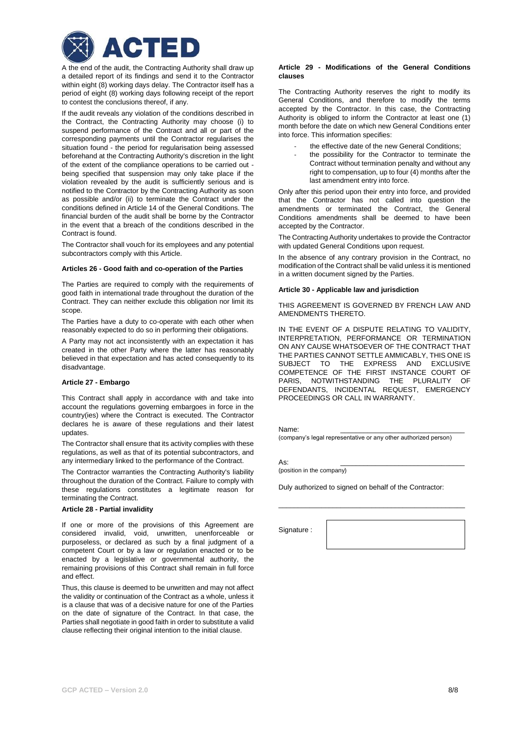A the end of the audit, the Contracting Authority shall draw up a detailed report of its findings and send it to the Contractor within eight (8) working days delay. The Contractor itself has a period of eight (8) working days following receipt of the report to contest the conclusions thereof, if any.

If the audit reveals any violation of the conditions described in the Contract, the Contracting Authority may choose (i) to suspend performance of the Contract and all or part of the corresponding payments until the Contractor regularises the situation found - the period for regularisation being assessed beforehand at the Contracting Authority's discretion in the light of the extent of the compliance operations to be carried out - being specified that suspension may only take place if the violation revealed by the audit is sufficiently serious and is notified to the Contractor by the Contracting Authority as soon as possible and/or (ii) to terminate the Contract under the conditions defined in Article 14 of the General Conditions. The financial burden of the audit shall be borne by the Contractor in the event that a breach of the conditions described in the Contract is found.

The Contractor shall vouch for its employees and any potential subcontractors comply with this Article.

**Articles 26 - Good faith and co-operation of the Parties**

The Parties are required to comply with the requirements of good faith in international trade throughout the duration of the Contract. They can neither exclude this obligation nor limit its scope.

The Parties have a duty to co-operate with each other when reasonably expected to do so in performing their obligations.

A Party may not act inconsistently with an expectation it has created in the other Party where the latter has reasonably believed in that expectation and has acted consequently to its disadvantage.

**Article 27 - Embargo**

This Contract shall apply in accordance with and take into account the regulations governing embargoes in force in the country(ies) where the Contract is executed. The Contractor declares he is aware of these regulations and their latest updates.

The Contractor shall ensure that its activity complies with these regulations, as well as that of its potential subcontractors, and any intermediary linked to the performance of the Contract.

The Contractor warranties the Contracting Authority's liability throughout the duration of the Contract. Failure to comply with these regulations constitutes a legitimate reason for terminating the Contract.

**Article 28 - Partial invalidity**

If one or more of the provisions of this Agreement are considered invalid, void, unwritten, unenforceable or purposeless, or declared as such by a final judgment of a competent Court or by a law or regulation enacted or to be enacted by a legislative or governmental authority, the remaining provisions of this Contract shall remain in full force and effect.

Thus, this clause is deemed to be unwritten and may not affect the validity or continuation of the Contract as a whole, unless it is a clause that was of a decisive nature for one of the Parties on the date of signature of the Contract. In that case, the Parties shall negotiate in good faith in order to substitute a valid clause reflecting their original intention to the initial clause.

**Article 29 - Modifications of the General Conditions clauses**

The Contracting Authority reserves the right to modify its General Conditions, and therefore to modify the terms accepted by the Contractor. In this case, the Contracting Authority is obliged to inform the Contractor at least one (1) month before the date on which new General Conditions enter into force. This information specifies:

- the effective date of the new General Conditions;
- the possibility for the Contractor to terminate the Contract without termination penalty and without any right to compensation, up to four (4) months after the last amendment entry into force.

Only after this period upon their entry into force, and provided that the Contractor has not called into question the amendments or terminated the Contract, the General Conditions amendments shall be deemed to have been accepted by the Contractor.

The Contracting Authority undertakes to provide the Contractor with updated General Conditions upon request.

In the absence of any contrary provision in the Contract, no modification of the Contract shall be valid unless it is mentioned in a written document signed by the Parties.

**Article 30 - Applicable law and jurisdiction**

THIS AGREEMENT IS GOVERNED BY FRENCH LAW AND AMENDMENTS THERETO.

IN THE EVENT OF A DISPUTE RELATING TO VALIDITY, INTERPRETATION, PERFORMANCE OR TERMINATION ON ANY CAUSE WHATSOEVER OF THE CONTRACT THAT THE PARTIES CANNOT SETTLE AMMICABLY, THIS ONE IS SUBJECT TO THE EXPRESS AND EXCLUSIVE COMPETENCE OF THE FIRST INSTANCE COURT OF PARIS, NOTWITHSTANDING THE PLURALITY OF DEFENDANTS, INCIDENTAL REQUEST, EMERGENCY PROCEEDINGS OR CALL IN WARRANTY.

Name: ______________________________
(company's legal representative or any other authorized person)

As: ______________________________
(position in the company)

Duly authorized to signed on behalf of the Contractor:

______________________________

Signature :